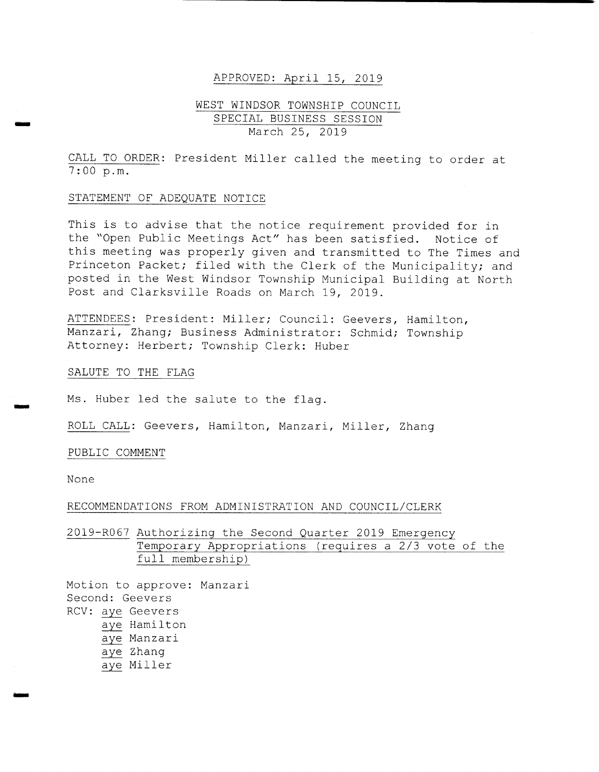APPROVED: April 15, 2019

# WEST WINDSOR TOWNSHIP COUNCIL
## SPECIAL BUSINESS SESSION
March 25, 2019

CALL TO ORDER: President Miller called the meeting to order at 7:00 p.m.

STATEMENT OF ADEQUATE NOTICE

This is to advise that the notice requirement provided for in the "Open Public Meetings Act" has been satisfied. Notice of this meeting was properly given and transmitted to The Times and Princeton Packet; filed with the Clerk of the Municipality; and posted in the West Windsor Township Municipal Building at North Post and Clarksville Roads on March 19, 2019.

ATTENDEES: President: Miller; Council: Geevers, Hamilton, Manzari, Zhang; Business Administrator: Schmid; Township Attorney: Herbert; Township Clerk: Huber

SALUTE TO THE FLAG

Ms. Huber led the salute to the flag.

ROLL CALL: Geevers, Hamilton, Manzari, Miller, Zhang

PUBLIC COMMENT

None

RECOMMENDATIONS FROM ADMINISTRATION AND COUNCIL/CLERK

2019-R067 Authorizing the Second Quarter 2019 Emergency Temporary Appropriations (requires a 2/3 vote of the full membership)

Motion to approve: Manzari
Second: Geevers
RCV: aye Geevers
aye Hamilton
aye Manzari
aye Zhang
aye Miller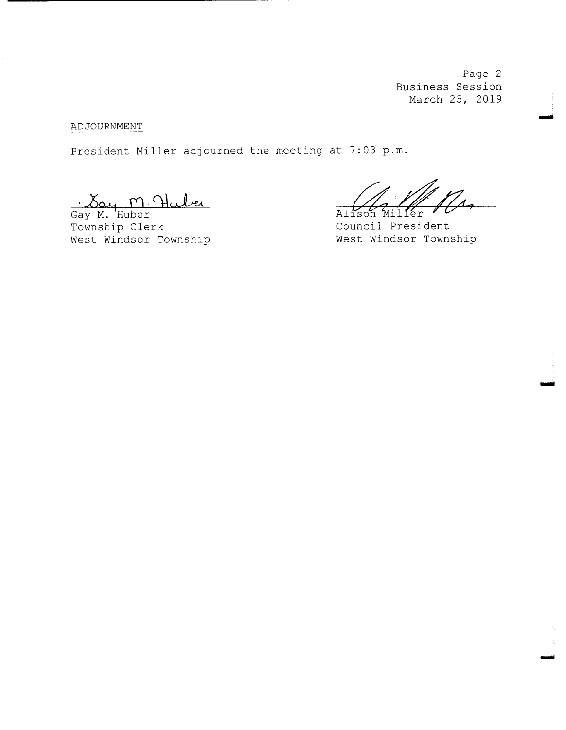ADJOURNMENT

President Miller adjourned the meeting at 7:03 p.m.

Gay M. Huber
Township Clerk
West Windsor Township

Alison Miller
Council President
West Windsor Township